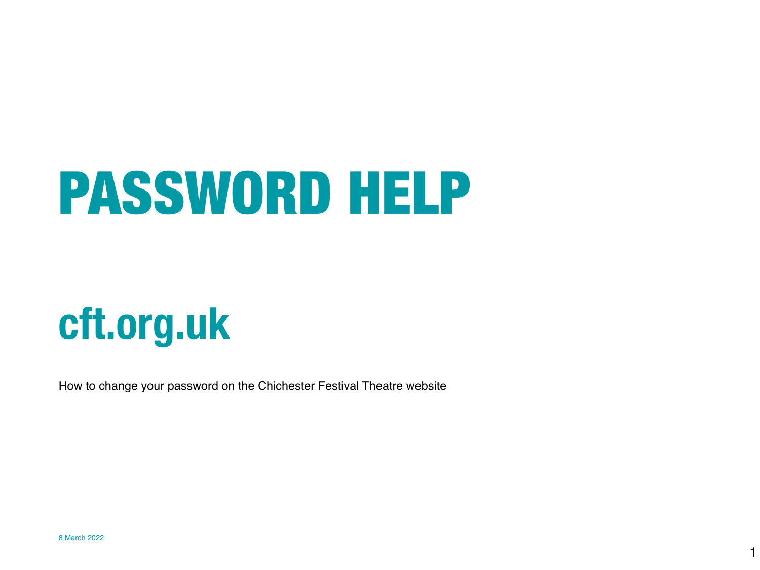# PASSWORD HELP

## cft.org.uk

How to change your password on the Chichester Festival Theatre website

8 March 2022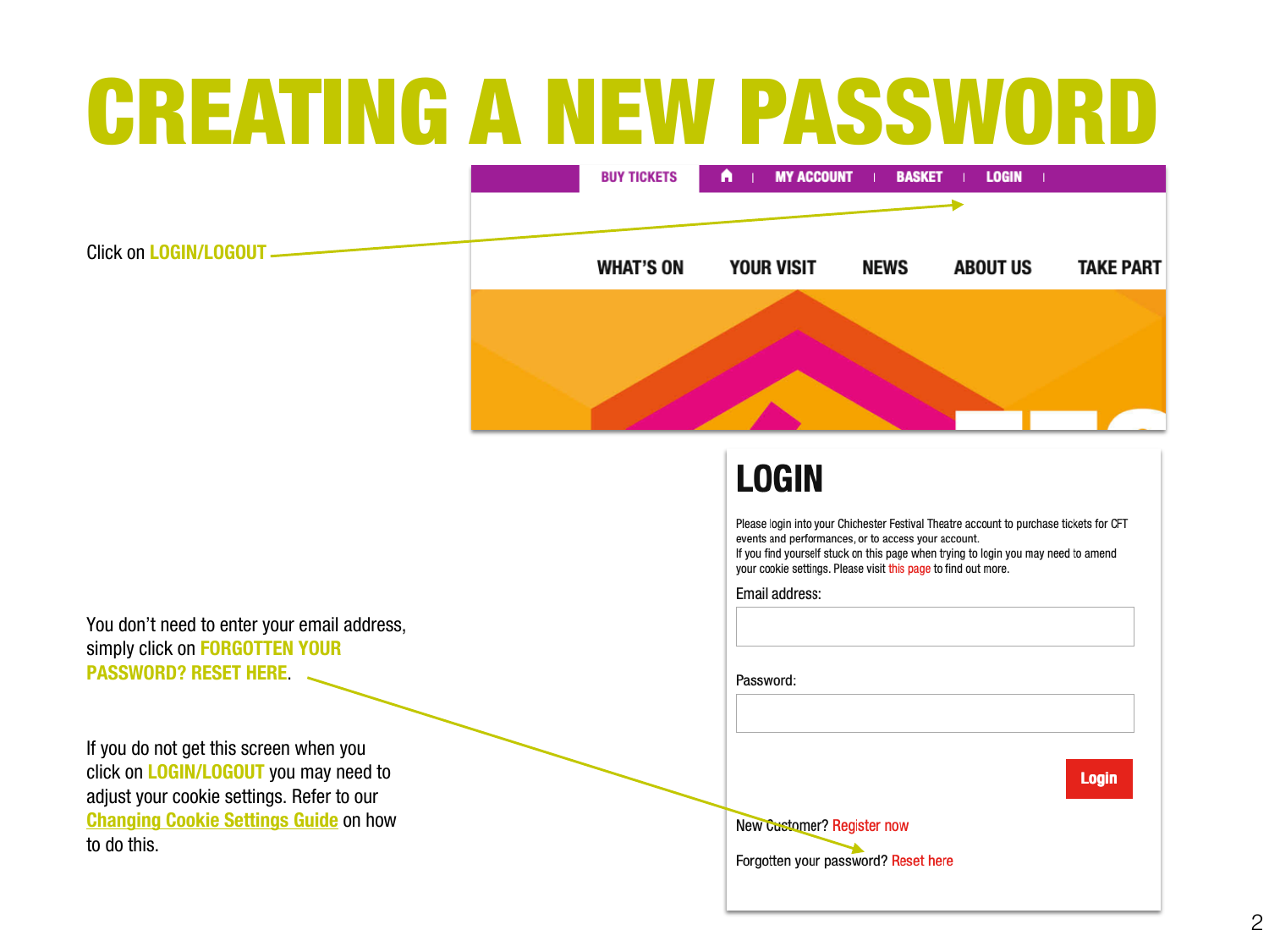# CREATING A NEW PASSWORD

Click on **LOGIN/LOGOUT**

BUY TICKETS | MY ACCOUNT | BASKET | LOGIN |

WHAT'S ON YOUR VISIT NEWS ABOUT US TAKE PART

## LOGIN

Please login into your Chichester Festival Theatre account to purchase tickets for CFT events and performances, or to access your account.
If you find yourself stuck on this page when trying to login you may need to amend your cookie settings. Please visit this page to find out more.

Email address:

Password:

Login

New Customer? Register now

Forgotten your password? Reset here

You don't need to enter your email address, simply click on **FORGOTTEN YOUR PASSWORD? RESET HERE**.

If you do not get this screen when you click on **LOGIN/LOGOUT** you may need to adjust your cookie settings. Refer to our **Changing Cookie Settings Guide** on how to do this.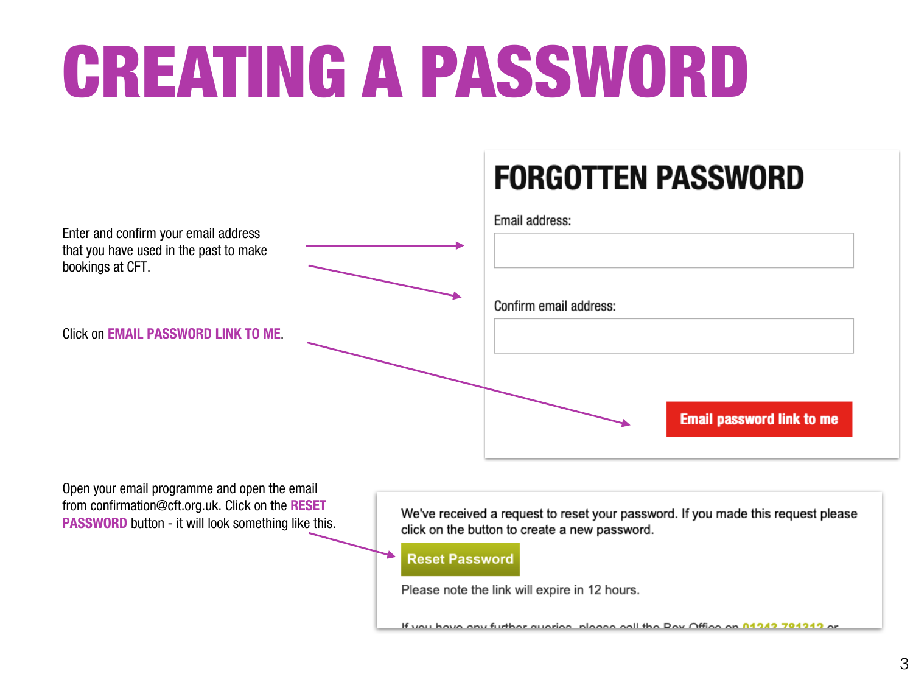# CREATING A PASSWORD

Enter and confirm your email address that you have used in the past to make bookings at CFT.

Click on **EMAIL PASSWORD LINK TO ME**.

## FORGOTTEN PASSWORD

Email address:

Confirm email address:

**Email password link to me**

Open your email programme and open the email from confirmation@cft.org.uk. Click on the **RESET PASSWORD** button - it will look something like this.

We've received a request to reset your password. If you made this request please click on the button to create a new password.

**Reset Password**

Please note the link will expire in 12 hours.

If you have any further queries, please call the Box Office on 01243 781312 or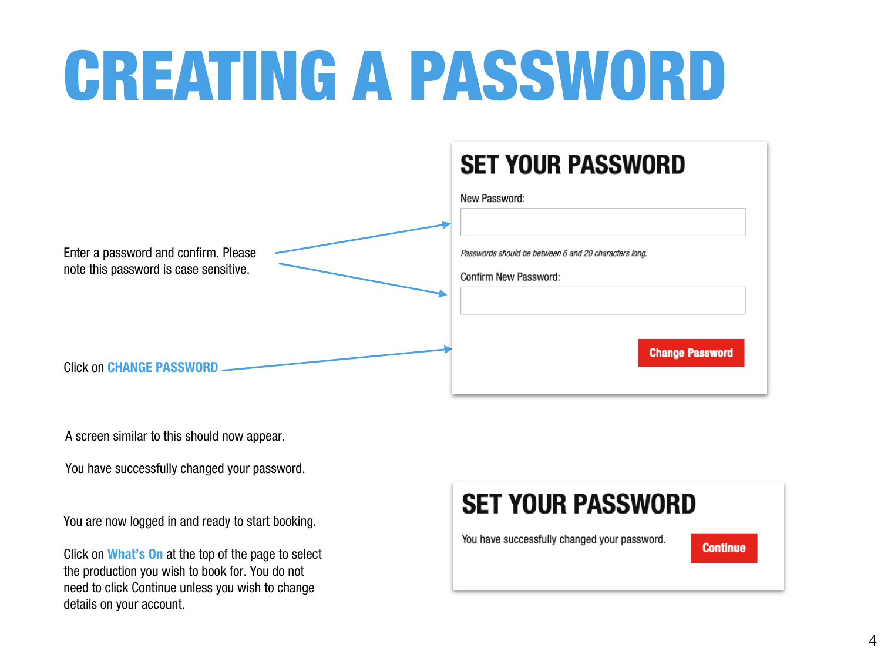# CREATING A PASSWORD

Enter a password and confirm. Please note this password is case sensitive.

Click on **CHANGE PASSWORD**

## SET YOUR PASSWORD

New Password:

*Passwords should be between 6 and 20 characters long.*

Confirm New Password:

Change Password

A screen similar to this should now appear.

You have successfully changed your password.

You are now logged in and ready to start booking.

Click on **What's On** at the top of the page to select the production you wish to book for. You do not need to click Continue unless you wish to change details on your account.

## SET YOUR PASSWORD

You have successfully changed your password.

Continue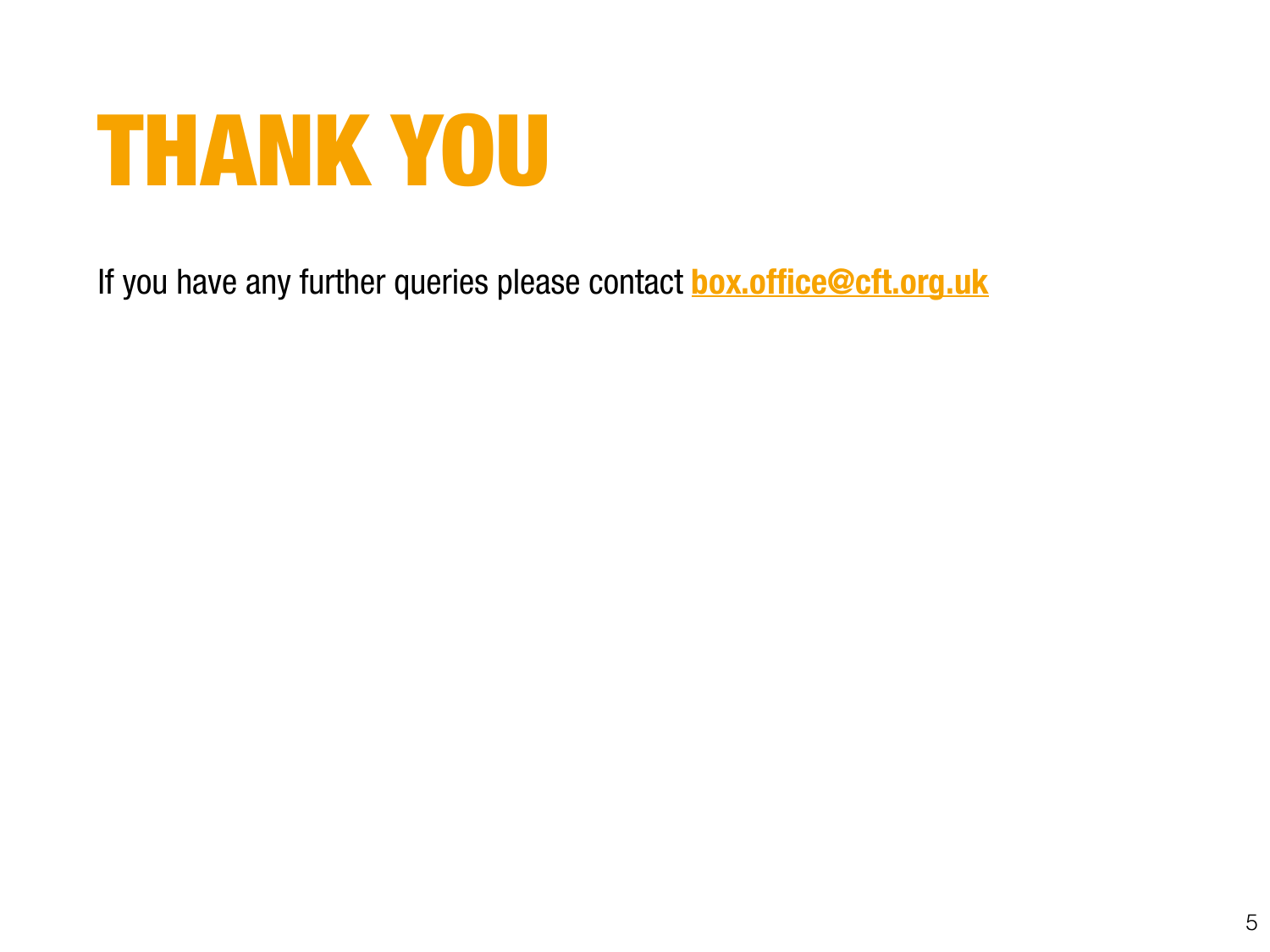# THANK YOU

If you have any further queries please contact **box.office@cft.org.uk**